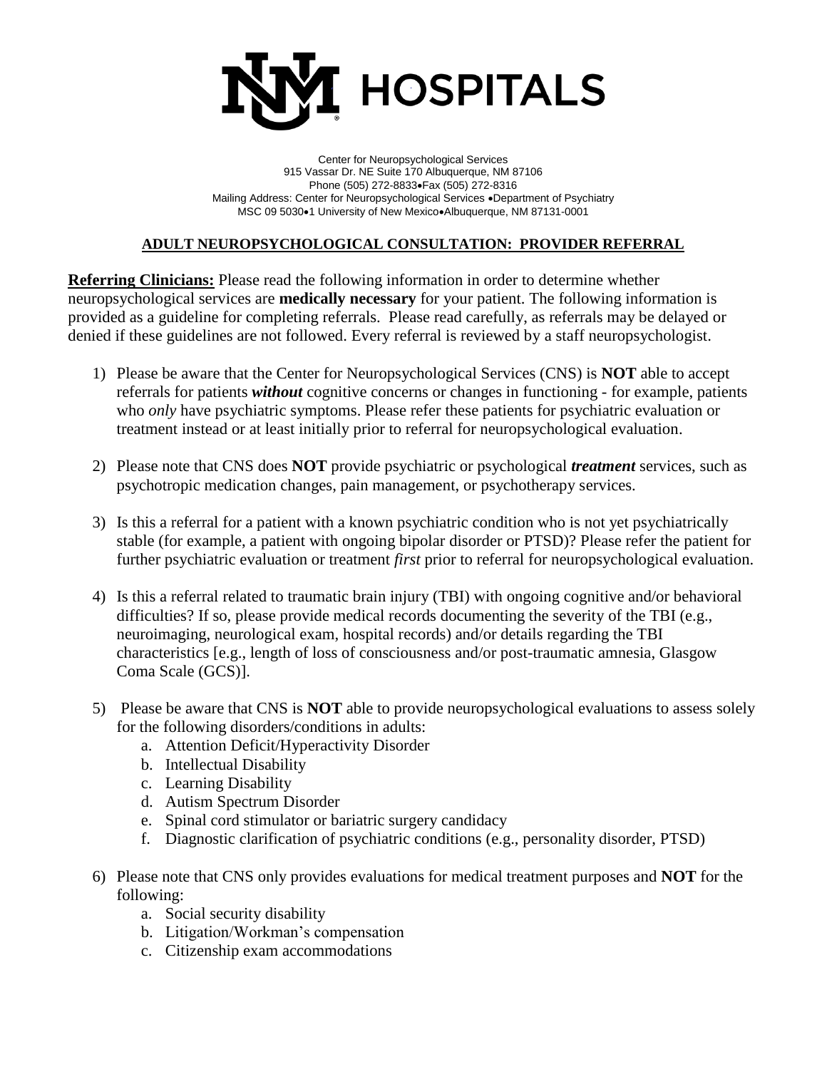UNM HOSPITALS

Center for Neuropsychological Services
915 Vassar Dr. NE Suite 170 Albuquerque, NM 87106
Phone (505) 272-8833•Fax (505) 272-8316
Mailing Address: Center for Neuropsychological Services •Department of Psychiatry
MSC 09 5030•1 University of New Mexico•Albuquerque, NM 87131-0001

## ADULT NEUROPSYCHOLOGICAL CONSULTATION: PROVIDER REFERRAL

**Referring Clinicians:** Please read the following information in order to determine whether neuropsychological services are **medically necessary** for your patient. The following information is provided as a guideline for completing referrals. Please read carefully, as referrals may be delayed or denied if these guidelines are not followed. Every referral is reviewed by a staff neuropsychologist.

1) Please be aware that the Center for Neuropsychological Services (CNS) is **NOT** able to accept referrals for patients ***without*** cognitive concerns or changes in functioning - for example, patients who *only* have psychiatric symptoms. Please refer these patients for psychiatric evaluation or treatment instead or at least initially prior to referral for neuropsychological evaluation.

2) Please note that CNS does **NOT** provide psychiatric or psychological ***treatment*** services, such as psychotropic medication changes, pain management, or psychotherapy services.

3) Is this a referral for a patient with a known psychiatric condition who is not yet psychiatrically stable (for example, a patient with ongoing bipolar disorder or PTSD)? Please refer the patient for further psychiatric evaluation or treatment *first* prior to referral for neuropsychological evaluation.

4) Is this a referral related to traumatic brain injury (TBI) with ongoing cognitive and/or behavioral difficulties? If so, please provide medical records documenting the severity of the TBI (e.g., neuroimaging, neurological exam, hospital records) and/or details regarding the TBI characteristics [e.g., length of loss of consciousness and/or post-traumatic amnesia, Glasgow Coma Scale (GCS)].

5) Please be aware that CNS is **NOT** able to provide neuropsychological evaluations to assess solely for the following disorders/conditions in adults:
   a. Attention Deficit/Hyperactivity Disorder
   b. Intellectual Disability
   c. Learning Disability
   d. Autism Spectrum Disorder
   e. Spinal cord stimulator or bariatric surgery candidacy
   f. Diagnostic clarification of psychiatric conditions (e.g., personality disorder, PTSD)

6) Please note that CNS only provides evaluations for medical treatment purposes and **NOT** for the following:
   a. Social security disability
   b. Litigation/Workman's compensation
   c. Citizenship exam accommodations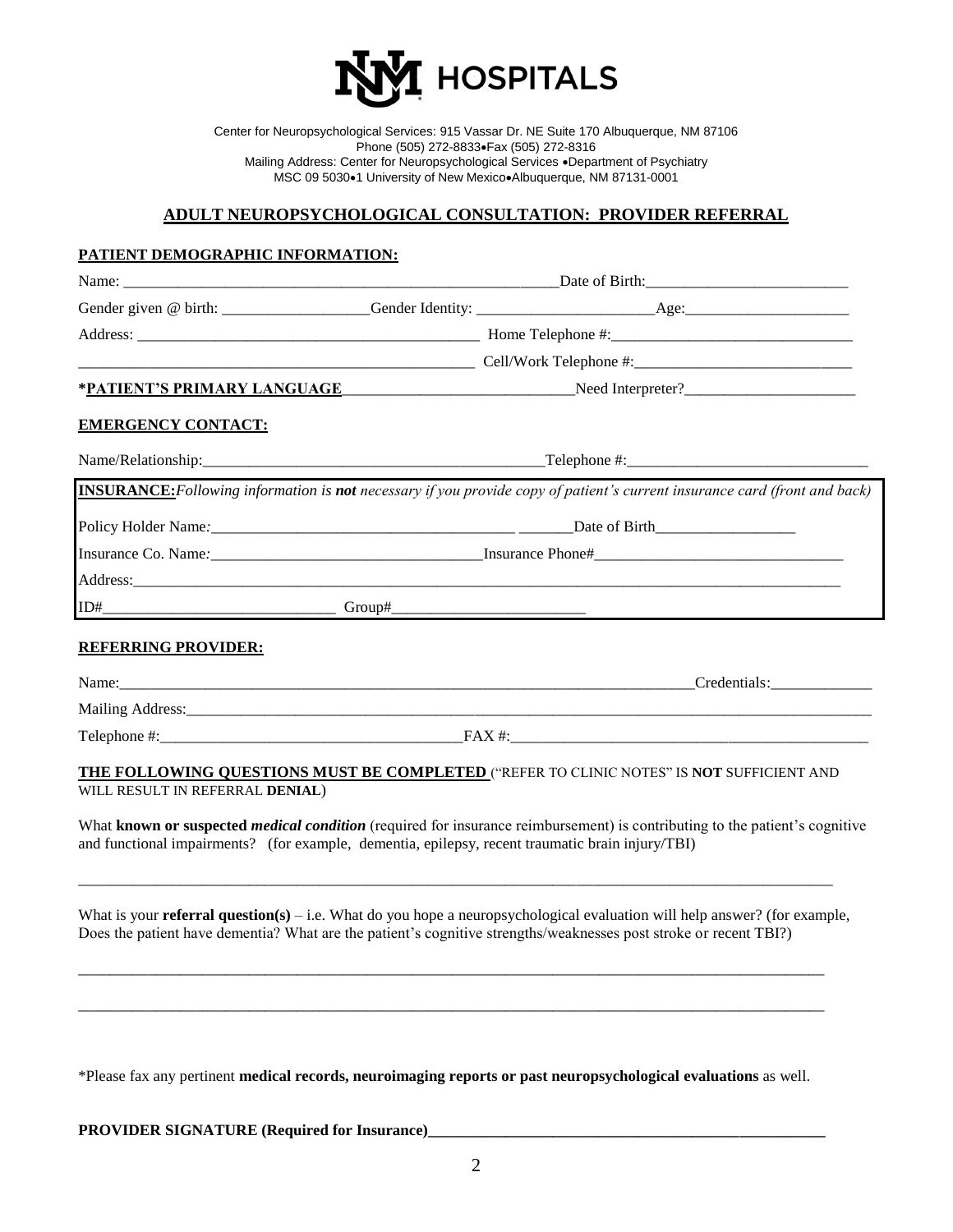**UNM HOSPITALS**

Center for Neuropsychological Services: 915 Vassar Dr. NE Suite 170 Albuquerque, NM 87106
Phone (505) 272-8833•Fax (505) 272-8316
Mailing Address: Center for Neuropsychological Services •Department of Psychiatry
MSC 09 5030•1 University of New Mexico•Albuquerque, NM 87131-0001

## ADULT NEUROPSYCHOLOGICAL CONSULTATION: PROVIDER REFERRAL

### PATIENT DEMOGRAPHIC INFORMATION:

Name: ____________________________________________________________ Date of Birth: __________________________

Gender given @ birth: ___________________ Gender Identity: ______________________ Age: _____________________

Address: _____________________________________________ Home Telephone #: ______________________________

_____________________________________________________ Cell/Work Telephone #: ____________________________

**\*PATIENT'S PRIMARY LANGUAGE** ______________________________ Need Interpreter? ______________________

### EMERGENCY CONTACT:

Name/Relationship: ____________________________________________ Telephone #: ______________________________

**INSURANCE:** *Following information is **not** necessary if you provide copy of patient's current insurance card (front and back)*

Policy Holder Name: _______________________________________ _______Date of Birth__________________

Insurance Co. Name: __________________________________ Insurance Phone# _______________________________

Address: ____________________________________________________________________________________________

ID# ______________________________ Group# _________________________

### REFERRING PROVIDER:

Name: ______________________________________________________________________________ Credentials: _____________

Mailing Address: _______________________________________________________________________________________

Telephone #: ______________________________________ FAX #: ______________________________________________

**THE FOLLOWING QUESTIONS MUST BE COMPLETED** ("REFER TO CLINIC NOTES" IS **NOT** SUFFICIENT AND WILL RESULT IN REFERRAL **DENIAL**)

What **known or suspected *medical condition*** (required for insurance reimbursement) is contributing to the patient's cognitive and functional impairments? (for example, dementia, epilepsy, recent traumatic brain injury/TBI)

____________________________________________________________________________________________________

What is your **referral question(s)** – i.e. What do you hope a neuropsychological evaluation will help answer? (for example, Does the patient have dementia? What are the patient's cognitive strengths/weaknesses post stroke or recent TBI?)

____________________________________________________________________________________________________

____________________________________________________________________________________________________

\*Please fax any pertinent **medical records, neuroimaging reports or past neuropsychological evaluations** as well.

**PROVIDER SIGNATURE (Required for Insurance)**_____________________________________________________